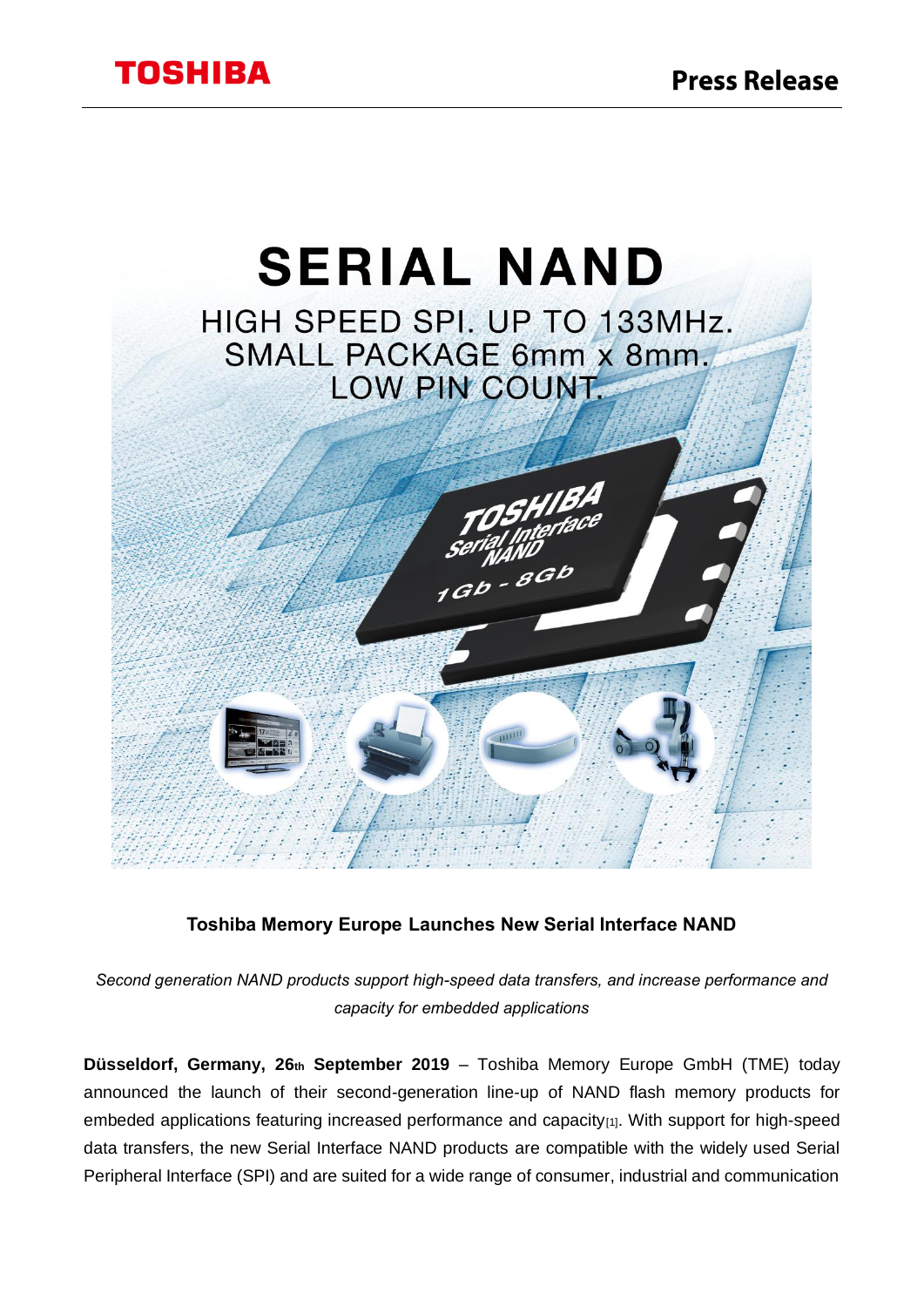**TOSHIBA**

**Press Release**

**SERIAL NAND**

HIGH SPEED SPI. UP TO 133MHz.
SMALL PACKAGE 6mm x 8mm.
LOW PIN COUNT.

### Toshiba Memory Europe Launches New Serial Interface NAND

*Second generation NAND products support high-speed data transfers, and increase performance and capacity for embedded applications*

**Düsseldorf, Germany, 26th September 2019** – Toshiba Memory Europe GmbH (TME) today announced the launch of their second-generation line-up of NAND flash memory products for embeded applications featuring increased performance and capacity[1]. With support for high-speed data transfers, the new Serial Interface NAND products are compatible with the widely used Serial Peripheral Interface (SPI) and are suited for a wide range of consumer, industrial and communication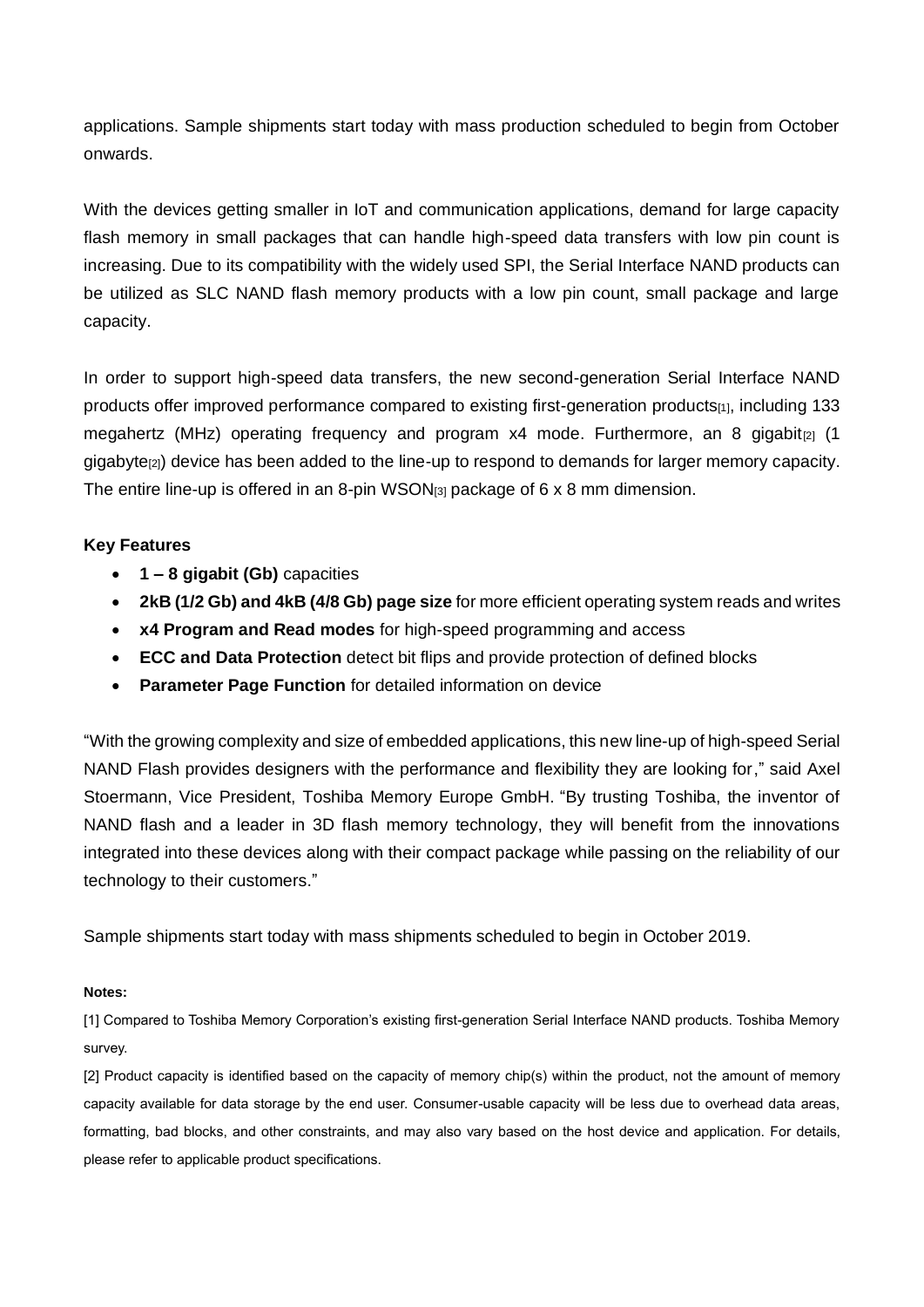applications. Sample shipments start today with mass production scheduled to begin from October onwards.

With the devices getting smaller in IoT and communication applications, demand for large capacity flash memory in small packages that can handle high-speed data transfers with low pin count is increasing. Due to its compatibility with the widely used SPI, the Serial Interface NAND products can be utilized as SLC NAND flash memory products with a low pin count, small package and large capacity.

In order to support high-speed data transfers, the new second-generation Serial Interface NAND products offer improved performance compared to existing first-generation products[1], including 133 megahertz (MHz) operating frequency and program x4 mode. Furthermore, an 8 gigabit[2] (1 gigabyte[2]) device has been added to the line-up to respond to demands for larger memory capacity. The entire line-up is offered in an 8-pin WSON[3] package of 6 x 8 mm dimension.

**Key Features**

- **1 – 8 gigabit (Gb)** capacities
- **2kB (1/2 Gb) and 4kB (4/8 Gb) page size** for more efficient operating system reads and writes
- **x4 Program and Read modes** for high-speed programming and access
- **ECC and Data Protection** detect bit flips and provide protection of defined blocks
- **Parameter Page Function** for detailed information on device

"With the growing complexity and size of embedded applications, this new line-up of high-speed Serial NAND Flash provides designers with the performance and flexibility they are looking for," said Axel Stoermann, Vice President, Toshiba Memory Europe GmbH. "By trusting Toshiba, the inventor of NAND flash and a leader in 3D flash memory technology, they will benefit from the innovations integrated into these devices along with their compact package while passing on the reliability of our technology to their customers."

Sample shipments start today with mass shipments scheduled to begin in October 2019.

**Notes:**

[1] Compared to Toshiba Memory Corporation's existing first-generation Serial Interface NAND products. Toshiba Memory survey.

[2] Product capacity is identified based on the capacity of memory chip(s) within the product, not the amount of memory capacity available for data storage by the end user. Consumer-usable capacity will be less due to overhead data areas, formatting, bad blocks, and other constraints, and may also vary based on the host device and application. For details, please refer to applicable product specifications.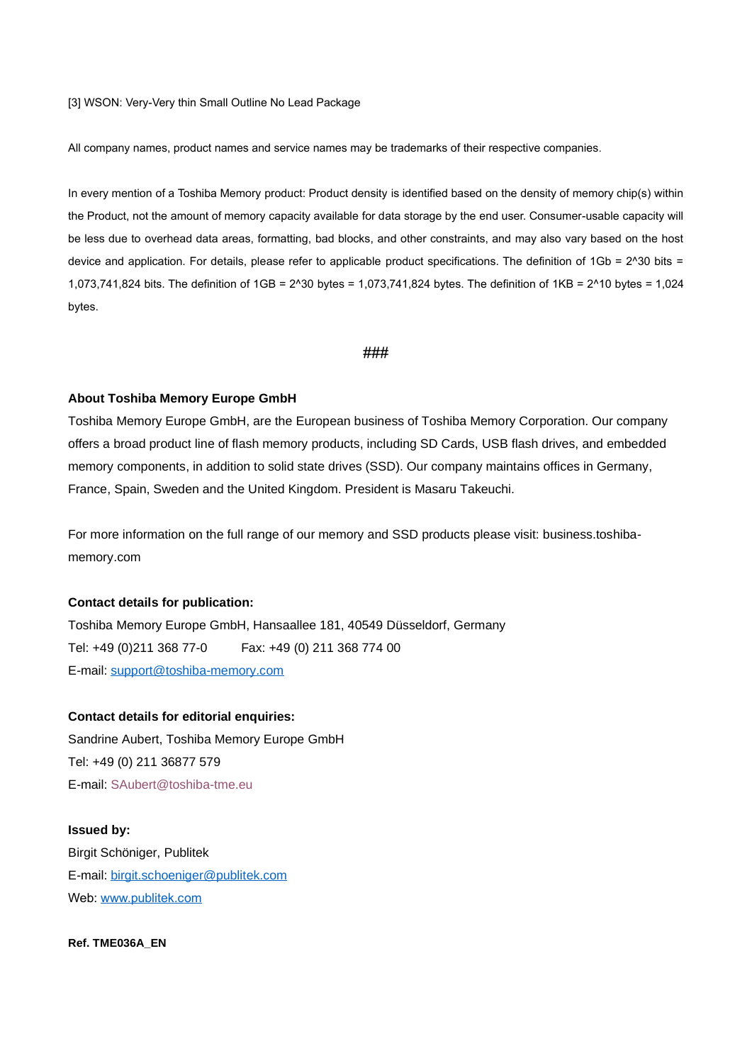[3] WSON: Very-Very thin Small Outline No Lead Package

All company names, product names and service names may be trademarks of their respective companies.

In every mention of a Toshiba Memory product: Product density is identified based on the density of memory chip(s) within the Product, not the amount of memory capacity available for data storage by the end user. Consumer-usable capacity will be less due to overhead data areas, formatting, bad blocks, and other constraints, and may also vary based on the host device and application. For details, please refer to applicable product specifications. The definition of 1Gb = 2^30 bits = 1,073,741,824 bits. The definition of 1GB = 2^30 bytes = 1,073,741,824 bytes. The definition of 1KB = 2^10 bytes = 1,024 bytes.

###

**About Toshiba Memory Europe GmbH**

Toshiba Memory Europe GmbH, are the European business of Toshiba Memory Corporation. Our company offers a broad product line of flash memory products, including SD Cards, USB flash drives, and embedded memory components, in addition to solid state drives (SSD). Our company maintains offices in Germany, France, Spain, Sweden and the United Kingdom. President is Masaru Takeuchi.

For more information on the full range of our memory and SSD products please visit: business.toshiba-memory.com

**Contact details for publication:**

Toshiba Memory Europe GmbH, Hansaallee 181, 40549 Düsseldorf, Germany
Tel: +49 (0)211 368 77-0    Fax: +49 (0) 211 368 774 00
E-mail: support@toshiba-memory.com

**Contact details for editorial enquiries:**

Sandrine Aubert, Toshiba Memory Europe GmbH
Tel: +49 (0) 211 36877 579
E-mail: SAubert@toshiba-tme.eu

**Issued by:**

Birgit Schöniger, Publitek
E-mail: birgit.schoeniger@publitek.com
Web: www.publitek.com

**Ref. TME036A_EN**